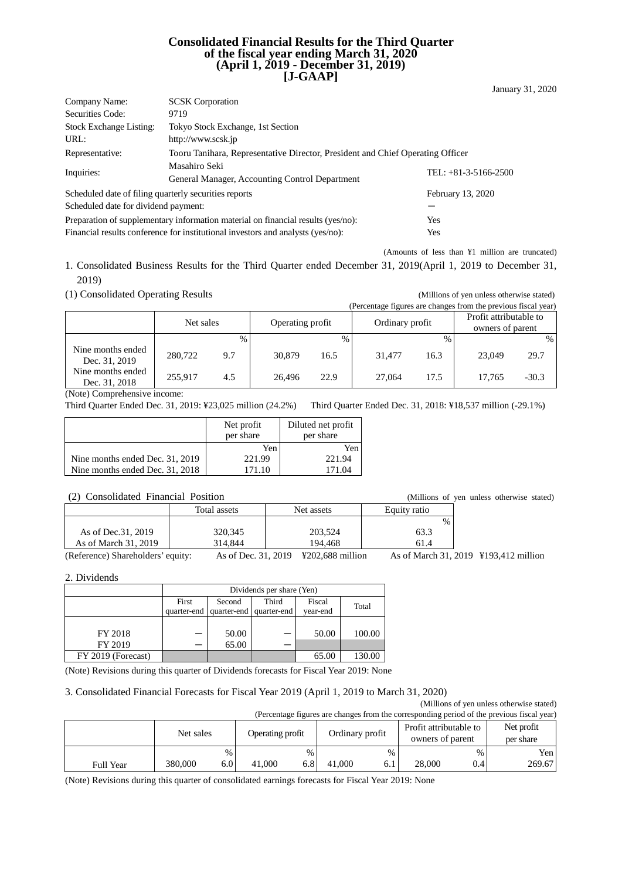# Consolidated Financial Results for the Third Quarter of the fiscal year ending March 31, 2020 (April 1, 2019 - December 31, 2019) [J-GAAP]

January 31, 2020

| | | |
|---|---|---|
| Company Name: | SCSK Corporation | |
| Securities Code: | 9719 | |
| Stock Exchange Listing: | Tokyo Stock Exchange, 1st Section | |
| URL: | http://www.scsk.jp | |
| Representative: | Tooru Tanihara, Representative Director, President and Chief Operating Officer | |
| Inquiries: | Masahiro Seki<br>General Manager, Accounting Control Department | TEL: +81-3-5166-2500 |
| Scheduled date of filing quarterly securities reports | | February 13, 2020 |
| Scheduled date for dividend payment: | | － |
| Preparation of supplementary information material on financial results (yes/no): | | Yes |
| Financial results conference for institutional investors and analysts (yes/no): | | Yes |

(Amounts of less than ¥1 million are truncated)

## 1. Consolidated Business Results for the Third Quarter ended December 31, 2019(April 1, 2019 to December 31, 2019)

### (1) Consolidated Operating Results

(Millions of yen unless otherwise stated)
(Percentage figures are changes from the previous fiscal year)

| | Net sales | | Operating profit | | Ordinary profit | | Profit attributable to owners of parent | |
|---|---|---|---|---|---|---|---|---|
| | | % | | % | | % | | % |
| Nine months ended Dec. 31, 2019 | 280,722 | 9.7 | 30,879 | 16.5 | 31,477 | 16.3 | 23,049 | 29.7 |
| Nine months ended Dec. 31, 2018 | 255,917 | 4.5 | 26,496 | 22.9 | 27,064 | 17.5 | 17,765 | -30.3 |

(Note) Comprehensive income:
Third Quarter Ended Dec. 31, 2019: ¥23,025 million (24.2%) Third Quarter Ended Dec. 31, 2018: ¥18,537 million (-29.1%)

| | Net profit per share | Diluted net profit per share |
|---|---|---|
| | Yen | Yen |
| Nine months ended Dec. 31, 2019 | 221.99 | 221.94 |
| Nine months ended Dec. 31, 2018 | 171.10 | 171.04 |

### (2) Consolidated Financial Position

(Millions of yen unless otherwise stated)

| | Total assets | Net assets | Equity ratio |
|---|---|---|---|
| | | | % |
| As of Dec.31, 2019 | 320,345 | 203,524 | 63.3 |
| As of March 31, 2019 | 314,844 | 194,468 | 61.4 |

(Reference) Shareholders' equity: As of Dec. 31, 2019 ¥202,688 million As of March 31, 2019 ¥193,412 million

## 2. Dividends

| | Dividends per share (Yen) | | | | |
|---|---|---|---|---|---|
| | First quarter-end | Second quarter-end | Third quarter-end | Fiscal year-end | Total |
| FY 2018 | － | 50.00 | － | 50.00 | 100.00 |
| FY 2019 | － | 65.00 | － | | |
| FY 2019 (Forecast) | | | | 65.00 | 130.00 |

(Note) Revisions during this quarter of Dividends forecasts for Fiscal Year 2019: None

## 3. Consolidated Financial Forecasts for Fiscal Year 2019 (April 1, 2019 to March 31, 2020)

(Millions of yen unless otherwise stated)
(Percentage figures are changes from the corresponding period of the previous fiscal year)

| | Net sales | | Operating profit | | Ordinary profit | | Profit attributable to owners of parent | | Net profit per share |
|---|---|---|---|---|---|---|---|---|---|
| | | % | | % | | % | | % | Yen |
| Full Year | 380,000 | 6.0 | 41,000 | 6.8 | 41,000 | 6.1 | 28,000 | 0.4 | 269.67 |

(Note) Revisions during this quarter of consolidated earnings forecasts for Fiscal Year 2019: None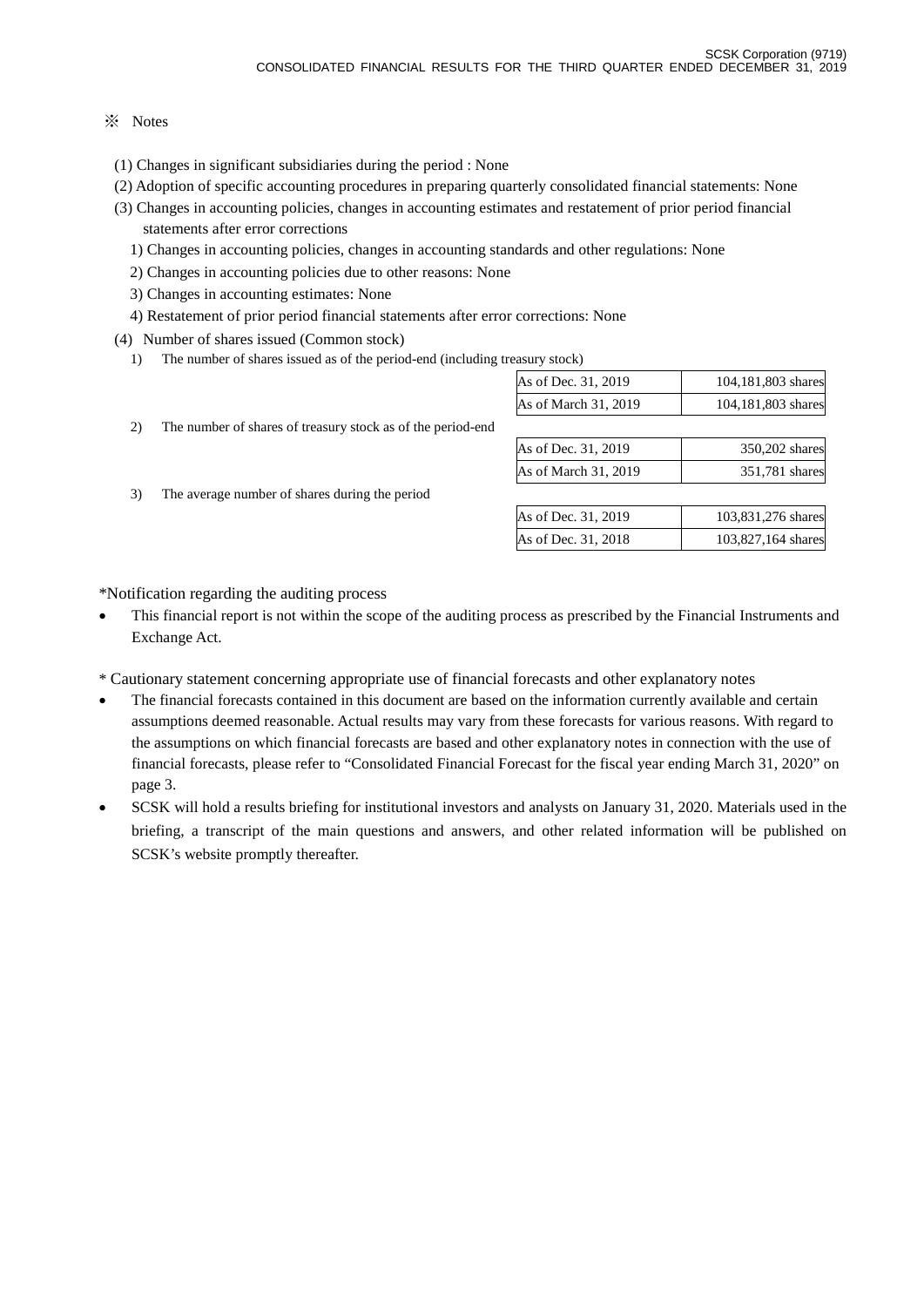※ Notes

(1) Changes in significant subsidiaries during the period : None

(2) Adoption of specific accounting procedures in preparing quarterly consolidated financial statements: None

(3) Changes in accounting policies, changes in accounting estimates and restatement of prior period financial statements after error corrections

1) Changes in accounting policies, changes in accounting standards and other regulations: None

2) Changes in accounting policies due to other reasons: None

3) Changes in accounting estimates: None

4) Restatement of prior period financial statements after error corrections: None

(4) Number of shares issued (Common stock)

1) The number of shares issued as of the period-end (including treasury stock)

| | |
|---|---|
| As of Dec. 31, 2019 | 104,181,803 shares |
| As of March 31, 2019 | 104,181,803 shares |

2) The number of shares of treasury stock as of the period-end

| | |
|---|---|
| As of Dec. 31, 2019 | 350,202 shares |
| As of March 31, 2019 | 351,781 shares |

3) The average number of shares during the period

| | |
|---|---|
| As of Dec. 31, 2019 | 103,831,276 shares |
| As of Dec. 31, 2018 | 103,827,164 shares |

*Notification regarding the auditing process

- This financial report is not within the scope of the auditing process as prescribed by the Financial Instruments and Exchange Act.

* Cautionary statement concerning appropriate use of financial forecasts and other explanatory notes

- The financial forecasts contained in this document are based on the information currently available and certain assumptions deemed reasonable. Actual results may vary from these forecasts for various reasons. With regard to the assumptions on which financial forecasts are based and other explanatory notes in connection with the use of financial forecasts, please refer to "Consolidated Financial Forecast for the fiscal year ending March 31, 2020" on page 3.
- SCSK will hold a results briefing for institutional investors and analysts on January 31, 2020. Materials used in the briefing, a transcript of the main questions and answers, and other related information will be published on SCSK's website promptly thereafter.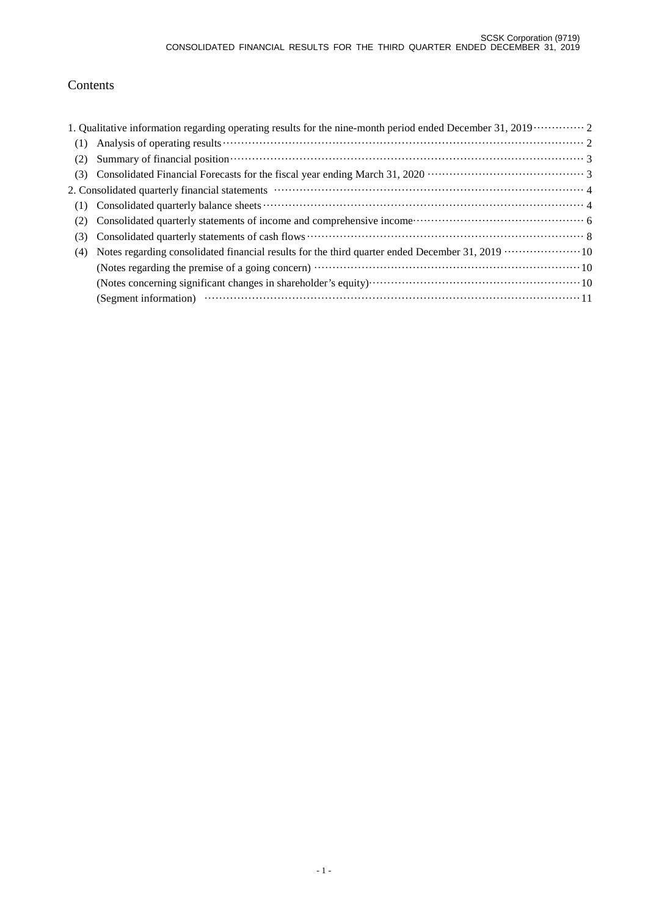# Contents

1. Qualitative information regarding operating results for the nine-month period ended December 31, 2019 ············· 2
   - (1) Analysis of operating results ··· 2
   - (2) Summary of financial position ··· 3
   - (3) Consolidated Financial Forecasts for the fiscal year ending March 31, 2020 ··· 3
2. Consolidated quarterly financial statements ··· 4
   - (1) Consolidated quarterly balance sheets ··· 4
   - (2) Consolidated quarterly statements of income and comprehensive income ··· 6
   - (3) Consolidated quarterly statements of cash flows ··· 8
   - (4) Notes regarding consolidated financial results for the third quarter ended December 31, 2019 ··· 10
     - (Notes regarding the premise of a going concern) ··· 10
     - (Notes concerning significant changes in shareholder's equity) ··· 10
     - (Segment information) ··· 11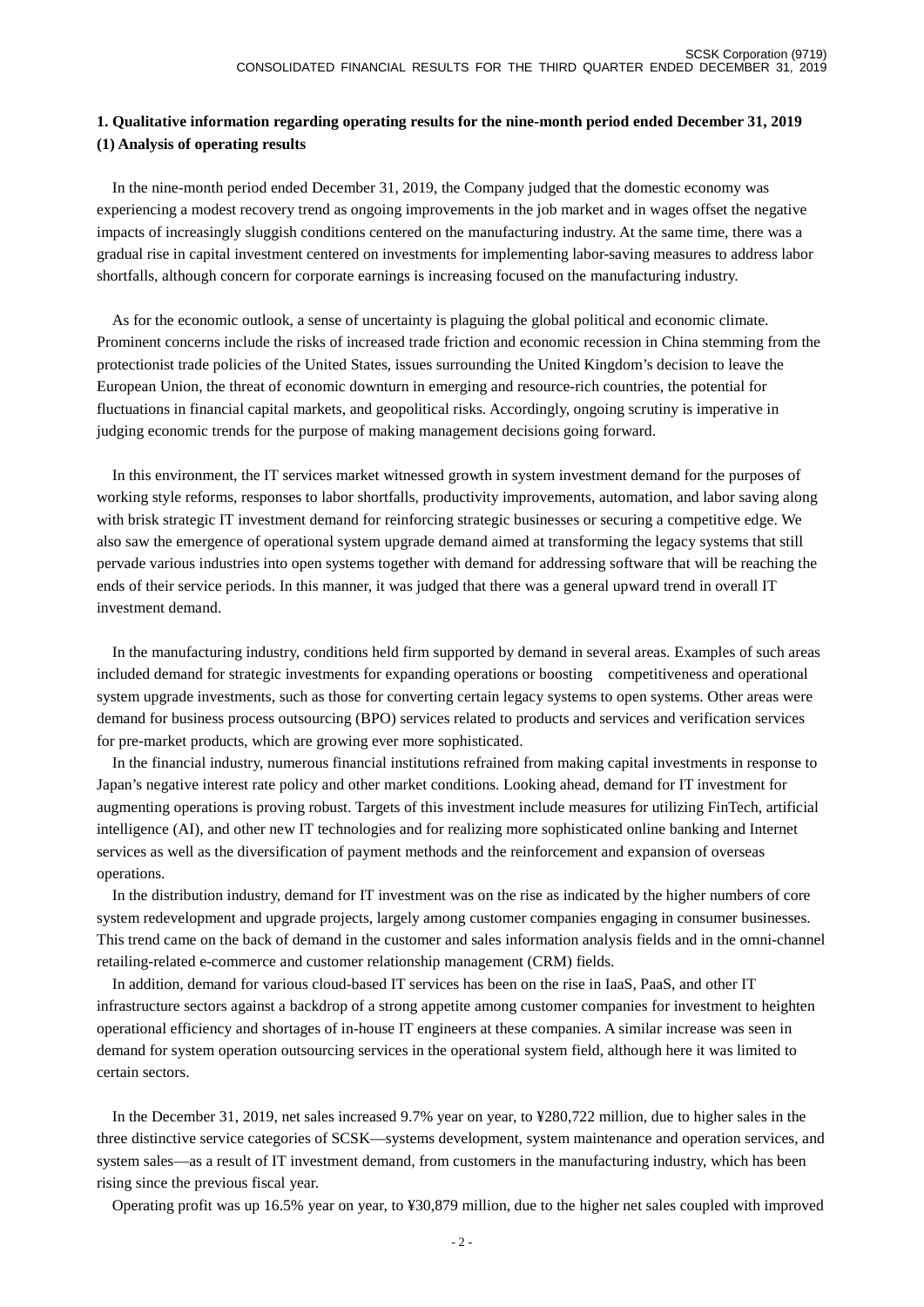## 1. Qualitative information regarding operating results for the nine-month period ended December 31, 2019

### (1) Analysis of operating results

In the nine-month period ended December 31, 2019, the Company judged that the domestic economy was experiencing a modest recovery trend as ongoing improvements in the job market and in wages offset the negative impacts of increasingly sluggish conditions centered on the manufacturing industry. At the same time, there was a gradual rise in capital investment centered on investments for implementing labor-saving measures to address labor shortfalls, although concern for corporate earnings is increasing focused on the manufacturing industry.

As for the economic outlook, a sense of uncertainty is plaguing the global political and economic climate. Prominent concerns include the risks of increased trade friction and economic recession in China stemming from the protectionist trade policies of the United States, issues surrounding the United Kingdom's decision to leave the European Union, the threat of economic downturn in emerging and resource-rich countries, the potential for fluctuations in financial capital markets, and geopolitical risks. Accordingly, ongoing scrutiny is imperative in judging economic trends for the purpose of making management decisions going forward.

In this environment, the IT services market witnessed growth in system investment demand for the purposes of working style reforms, responses to labor shortfalls, productivity improvements, automation, and labor saving along with brisk strategic IT investment demand for reinforcing strategic businesses or securing a competitive edge. We also saw the emergence of operational system upgrade demand aimed at transforming the legacy systems that still pervade various industries into open systems together with demand for addressing software that will be reaching the ends of their service periods. In this manner, it was judged that there was a general upward trend in overall IT investment demand.

In the manufacturing industry, conditions held firm supported by demand in several areas. Examples of such areas included demand for strategic investments for expanding operations or boosting competitiveness and operational system upgrade investments, such as those for converting certain legacy systems to open systems. Other areas were demand for business process outsourcing (BPO) services related to products and services and verification services for pre-market products, which are growing ever more sophisticated.

In the financial industry, numerous financial institutions refrained from making capital investments in response to Japan's negative interest rate policy and other market conditions. Looking ahead, demand for IT investment for augmenting operations is proving robust. Targets of this investment include measures for utilizing FinTech, artificial intelligence (AI), and other new IT technologies and for realizing more sophisticated online banking and Internet services as well as the diversification of payment methods and the reinforcement and expansion of overseas operations.

In the distribution industry, demand for IT investment was on the rise as indicated by the higher numbers of core system redevelopment and upgrade projects, largely among customer companies engaging in consumer businesses. This trend came on the back of demand in the customer and sales information analysis fields and in the omni-channel retailing-related e-commerce and customer relationship management (CRM) fields.

In addition, demand for various cloud-based IT services has been on the rise in IaaS, PaaS, and other IT infrastructure sectors against a backdrop of a strong appetite among customer companies for investment to heighten operational efficiency and shortages of in-house IT engineers at these companies. A similar increase was seen in demand for system operation outsourcing services in the operational system field, although here it was limited to certain sectors.

In the December 31, 2019, net sales increased 9.7% year on year, to ¥280,722 million, due to higher sales in the three distinctive service categories of SCSK—systems development, system maintenance and operation services, and system sales—as a result of IT investment demand, from customers in the manufacturing industry, which has been rising since the previous fiscal year.

Operating profit was up 16.5% year on year, to ¥30,879 million, due to the higher net sales coupled with improved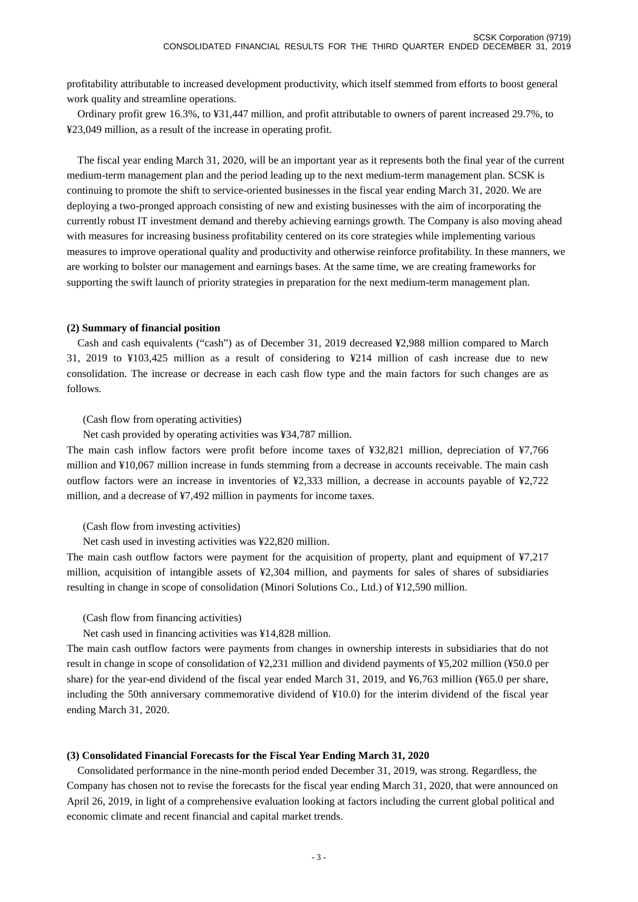profitability attributable to increased development productivity, which itself stemmed from efforts to boost general work quality and streamline operations.

Ordinary profit grew 16.3%, to ¥31,447 million, and profit attributable to owners of parent increased 29.7%, to ¥23,049 million, as a result of the increase in operating profit.

The fiscal year ending March 31, 2020, will be an important year as it represents both the final year of the current medium-term management plan and the period leading up to the next medium-term management plan. SCSK is continuing to promote the shift to service-oriented businesses in the fiscal year ending March 31, 2020. We are deploying a two-pronged approach consisting of new and existing businesses with the aim of incorporating the currently robust IT investment demand and thereby achieving earnings growth. The Company is also moving ahead with measures for increasing business profitability centered on its core strategies while implementing various measures to improve operational quality and productivity and otherwise reinforce profitability. In these manners, we are working to bolster our management and earnings bases. At the same time, we are creating frameworks for supporting the swift launch of priority strategies in preparation for the next medium-term management plan.

**(2) Summary of financial position**

Cash and cash equivalents ("cash") as of December 31, 2019 decreased ¥2,988 million compared to March 31, 2019 to ¥103,425 million as a result of considering to ¥214 million of cash increase due to new consolidation. The increase or decrease in each cash flow type and the main factors for such changes are as follows.

(Cash flow from operating activities)

Net cash provided by operating activities was ¥34,787 million.

The main cash inflow factors were profit before income taxes of ¥32,821 million, depreciation of ¥7,766 million and ¥10,067 million increase in funds stemming from a decrease in accounts receivable. The main cash outflow factors were an increase in inventories of ¥2,333 million, a decrease in accounts payable of ¥2,722 million, and a decrease of ¥7,492 million in payments for income taxes.

(Cash flow from investing activities)

Net cash used in investing activities was ¥22,820 million.

The main cash outflow factors were payment for the acquisition of property, plant and equipment of ¥7,217 million, acquisition of intangible assets of ¥2,304 million, and payments for sales of shares of subsidiaries resulting in change in scope of consolidation (Minori Solutions Co., Ltd.) of ¥12,590 million.

(Cash flow from financing activities)

Net cash used in financing activities was ¥14,828 million.

The main cash outflow factors were payments from changes in ownership interests in subsidiaries that do not result in change in scope of consolidation of ¥2,231 million and dividend payments of ¥5,202 million (¥50.0 per share) for the year-end dividend of the fiscal year ended March 31, 2019, and ¥6,763 million (¥65.0 per share, including the 50th anniversary commemorative dividend of ¥10.0) for the interim dividend of the fiscal year ending March 31, 2020.

**(3) Consolidated Financial Forecasts for the Fiscal Year Ending March 31, 2020**

Consolidated performance in the nine-month period ended December 31, 2019, was strong. Regardless, the Company has chosen not to revise the forecasts for the fiscal year ending March 31, 2020, that were announced on April 26, 2019, in light of a comprehensive evaluation looking at factors including the current global political and economic climate and recent financial and capital market trends.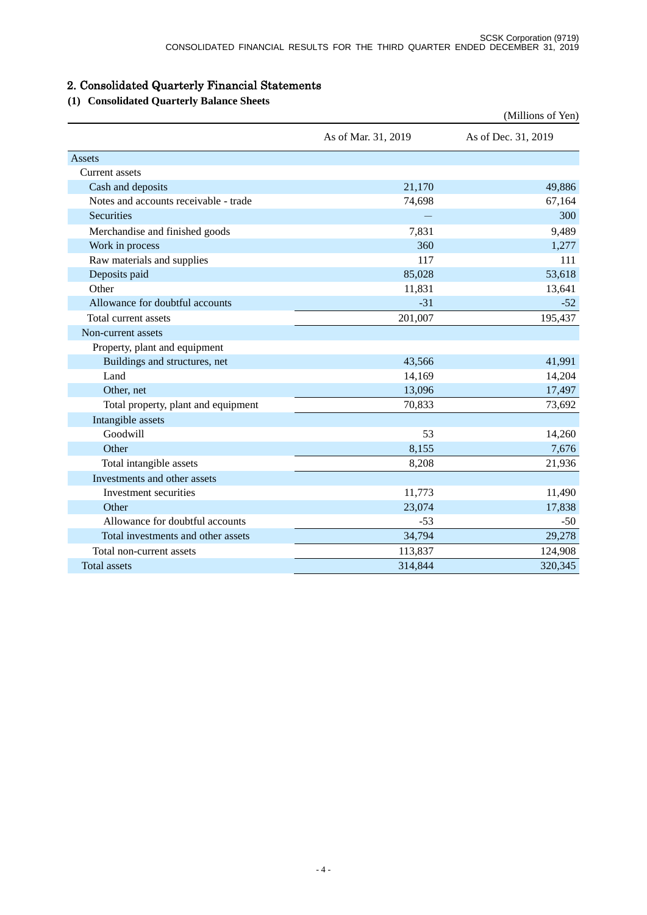## 2. Consolidated Quarterly Financial Statements

### (1) Consolidated Quarterly Balance Sheets

(Millions of Yen)

| | As of Mar. 31, 2019 | As of Dec. 31, 2019 |
|---|---|---|
| Assets | | |
| Current assets | | |
| Cash and deposits | 21,170 | 49,886 |
| Notes and accounts receivable - trade | 74,698 | 67,164 |
| Securities | — | 300 |
| Merchandise and finished goods | 7,831 | 9,489 |
| Work in process | 360 | 1,277 |
| Raw materials and supplies | 117 | 111 |
| Deposits paid | 85,028 | 53,618 |
| Other | 11,831 | 13,641 |
| Allowance for doubtful accounts | -31 | -52 |
| Total current assets | 201,007 | 195,437 |
| Non-current assets | | |
| Property, plant and equipment | | |
| Buildings and structures, net | 43,566 | 41,991 |
| Land | 14,169 | 14,204 |
| Other, net | 13,096 | 17,497 |
| Total property, plant and equipment | 70,833 | 73,692 |
| Intangible assets | | |
| Goodwill | 53 | 14,260 |
| Other | 8,155 | 7,676 |
| Total intangible assets | 8,208 | 21,936 |
| Investments and other assets | | |
| Investment securities | 11,773 | 11,490 |
| Other | 23,074 | 17,838 |
| Allowance for doubtful accounts | -53 | -50 |
| Total investments and other assets | 34,794 | 29,278 |
| Total non-current assets | 113,837 | 124,908 |
| Total assets | 314,844 | 320,345 |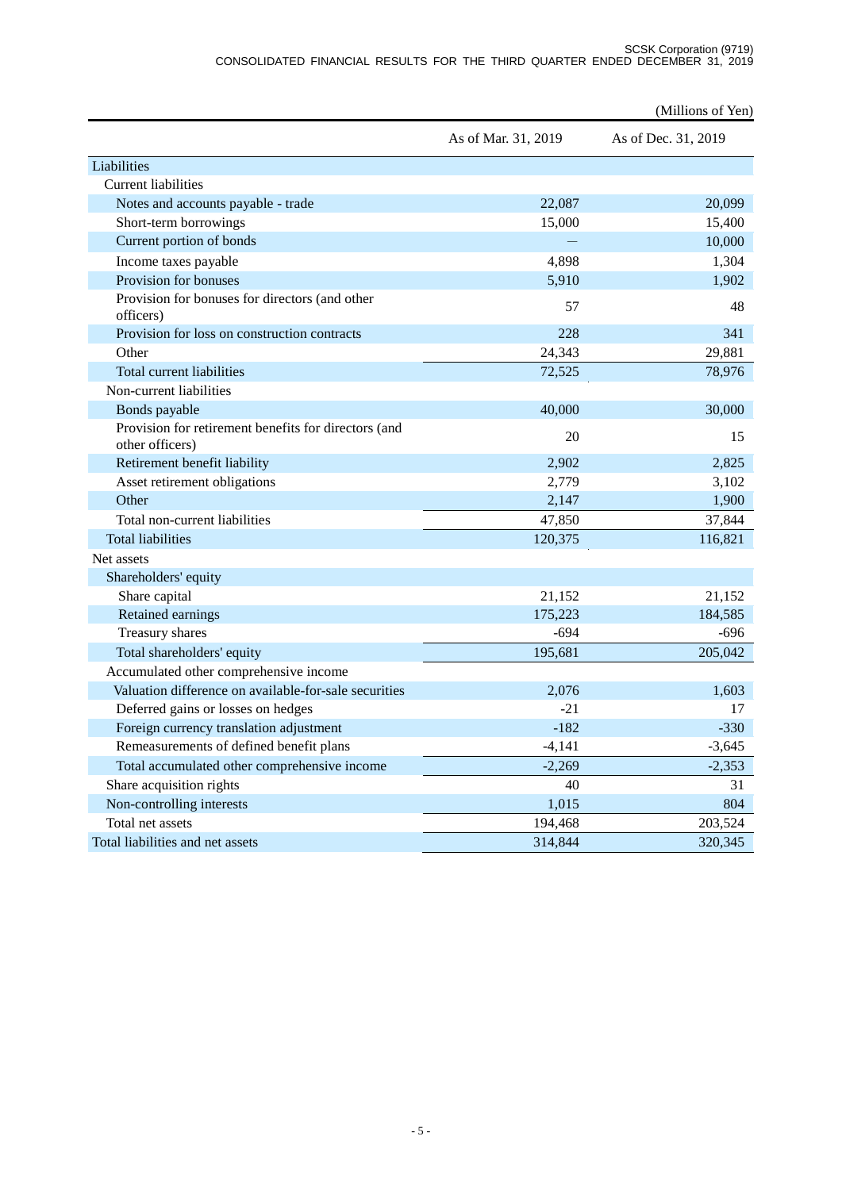(Millions of Yen)

| | As of Mar. 31, 2019 | As of Dec. 31, 2019 |
|---|---|---|
| Liabilities | | |
| Current liabilities | | |
| Notes and accounts payable - trade | 22,087 | 20,099 |
| Short-term borrowings | 15,000 | 15,400 |
| Current portion of bonds | — | 10,000 |
| Income taxes payable | 4,898 | 1,304 |
| Provision for bonuses | 5,910 | 1,902 |
| Provision for bonuses for directors (and other officers) | 57 | 48 |
| Provision for loss on construction contracts | 228 | 341 |
| Other | 24,343 | 29,881 |
| Total current liabilities | 72,525 | 78,976 |
| Non-current liabilities | | |
| Bonds payable | 40,000 | 30,000 |
| Provision for retirement benefits for directors (and other officers) | 20 | 15 |
| Retirement benefit liability | 2,902 | 2,825 |
| Asset retirement obligations | 2,779 | 3,102 |
| Other | 2,147 | 1,900 |
| Total non-current liabilities | 47,850 | 37,844 |
| Total liabilities | 120,375 | 116,821 |
| Net assets | | |
| Shareholders' equity | | |
| Share capital | 21,152 | 21,152 |
| Retained earnings | 175,223 | 184,585 |
| Treasury shares | -694 | -696 |
| Total shareholders' equity | 195,681 | 205,042 |
| Accumulated other comprehensive income | | |
| Valuation difference on available-for-sale securities | 2,076 | 1,603 |
| Deferred gains or losses on hedges | -21 | 17 |
| Foreign currency translation adjustment | -182 | -330 |
| Remeasurements of defined benefit plans | -4,141 | -3,645 |
| Total accumulated other comprehensive income | -2,269 | -2,353 |
| Share acquisition rights | 40 | 31 |
| Non-controlling interests | 1,015 | 804 |
| Total net assets | 194,468 | 203,524 |
| Total liabilities and net assets | 314,844 | 320,345 |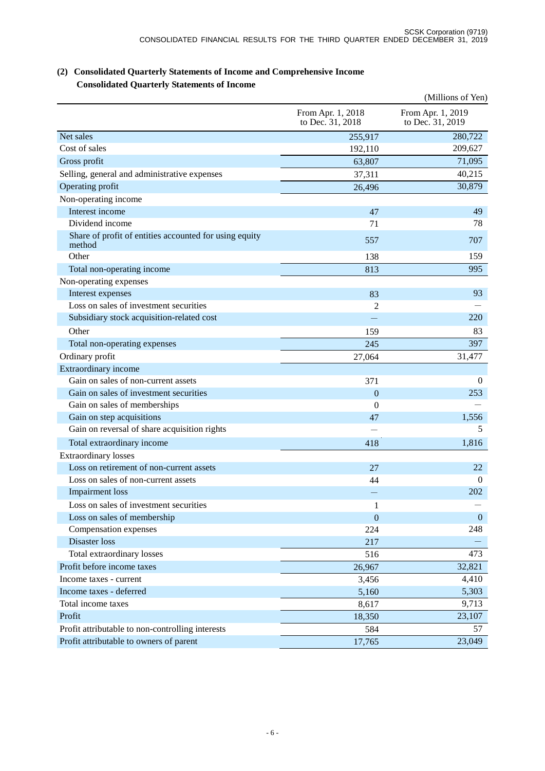## (2) Consolidated Quarterly Statements of Income and Comprehensive Income

### Consolidated Quarterly Statements of Income

(Millions of Yen)

| | From Apr. 1, 2018 to Dec. 31, 2018 | From Apr. 1, 2019 to Dec. 31, 2019 |
|---|---|---|
| Net sales | 255,917 | 280,722 |
| Cost of sales | 192,110 | 209,627 |
| Gross profit | 63,807 | 71,095 |
| Selling, general and administrative expenses | 37,311 | 40,215 |
| Operating profit | 26,496 | 30,879 |
| Non-operating income | | |
| Interest income | 47 | 49 |
| Dividend income | 71 | 78 |
| Share of profit of entities accounted for using equity method | 557 | 707 |
| Other | 138 | 159 |
| Total non-operating income | 813 | 995 |
| Non-operating expenses | | |
| Interest expenses | 83 | 93 |
| Loss on sales of investment securities | 2 | — |
| Subsidiary stock acquisition-related cost | — | 220 |
| Other | 159 | 83 |
| Total non-operating expenses | 245 | 397 |
| Ordinary profit | 27,064 | 31,477 |
| Extraordinary income | | |
| Gain on sales of non-current assets | 371 | 0 |
| Gain on sales of investment securities | 0 | 253 |
| Gain on sales of memberships | 0 | — |
| Gain on step acquisitions | 47 | 1,556 |
| Gain on reversal of share acquisition rights | — | 5 |
| Total extraordinary income | 418 | 1,816 |
| Extraordinary losses | | |
| Loss on retirement of non-current assets | 27 | 22 |
| Loss on sales of non-current assets | 44 | 0 |
| Impairment loss | — | 202 |
| Loss on sales of investment securities | 1 | — |
| Loss on sales of membership | 0 | 0 |
| Compensation expenses | 224 | 248 |
| Disaster loss | 217 | — |
| Total extraordinary losses | 516 | 473 |
| Profit before income taxes | 26,967 | 32,821 |
| Income taxes - current | 3,456 | 4,410 |
| Income taxes - deferred | 5,160 | 5,303 |
| Total income taxes | 8,617 | 9,713 |
| Profit | 18,350 | 23,107 |
| Profit attributable to non-controlling interests | 584 | 57 |
| Profit attributable to owners of parent | 17,765 | 23,049 |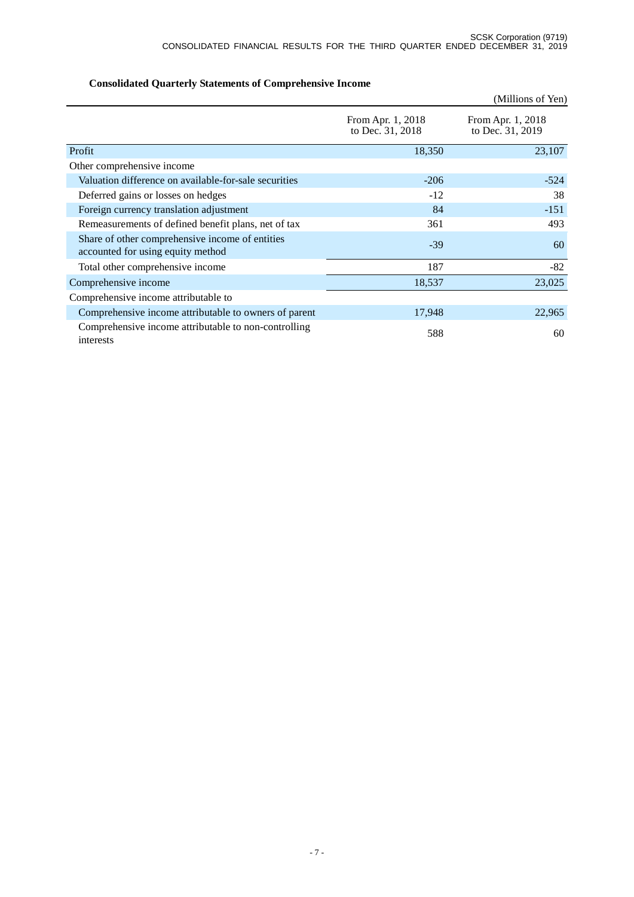## Consolidated Quarterly Statements of Comprehensive Income

(Millions of Yen)

| | From Apr. 1, 2018 to Dec. 31, 2018 | From Apr. 1, 2018 to Dec. 31, 2019 |
|---|---|---|
| Profit | 18,350 | 23,107 |
| Other comprehensive income | | |
| Valuation difference on available-for-sale securities | -206 | -524 |
| Deferred gains or losses on hedges | -12 | 38 |
| Foreign currency translation adjustment | 84 | -151 |
| Remeasurements of defined benefit plans, net of tax | 361 | 493 |
| Share of other comprehensive income of entities accounted for using equity method | -39 | 60 |
| Total other comprehensive income | 187 | -82 |
| Comprehensive income | 18,537 | 23,025 |
| Comprehensive income attributable to | | |
| Comprehensive income attributable to owners of parent | 17,948 | 22,965 |
| Comprehensive income attributable to non-controlling interests | 588 | 60 |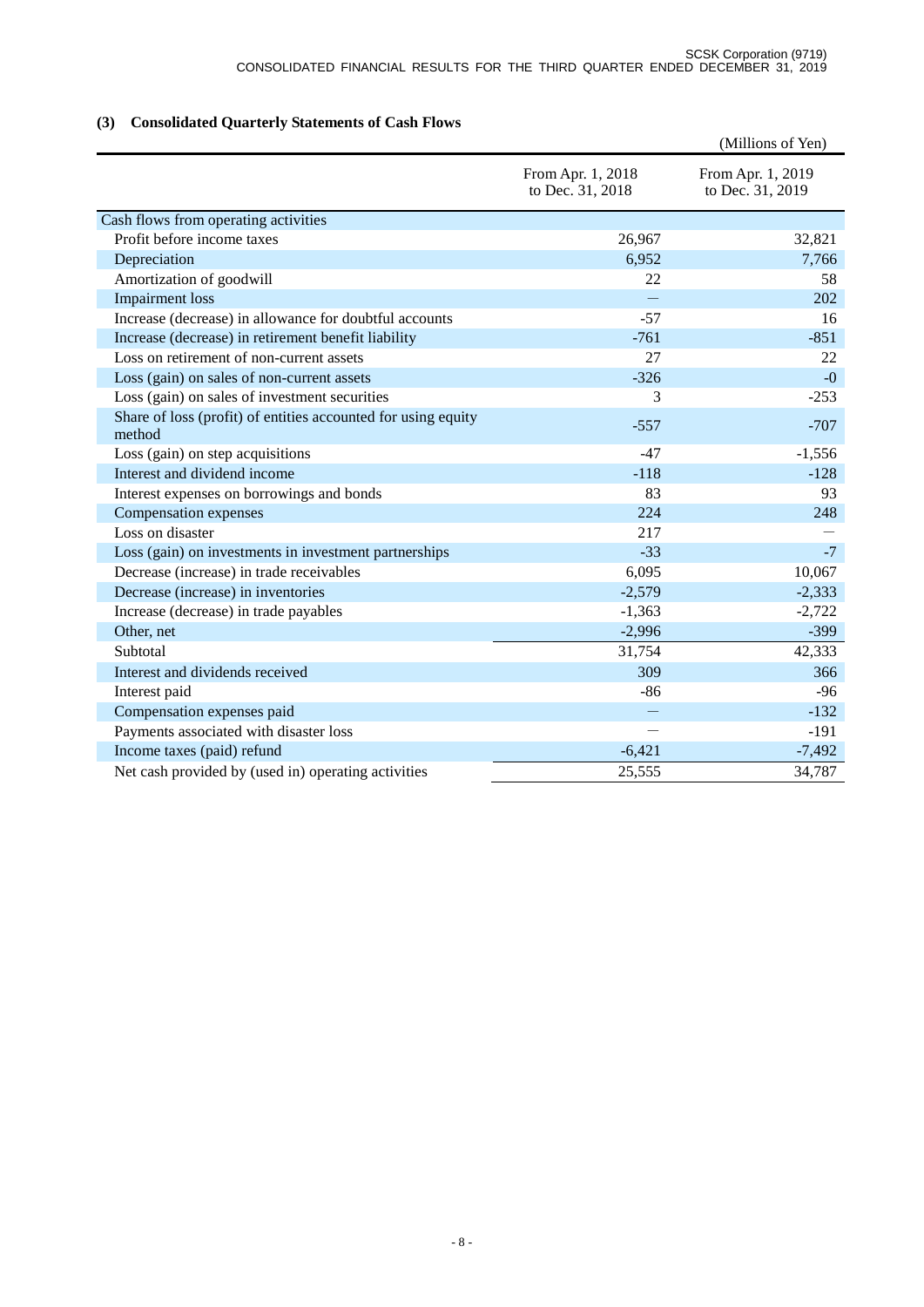### (3) Consolidated Quarterly Statements of Cash Flows

(Millions of Yen)

| | From Apr. 1, 2018 to Dec. 31, 2018 | From Apr. 1, 2019 to Dec. 31, 2019 |
|---|---|---|
| Cash flows from operating activities | | |
| Profit before income taxes | 26,967 | 32,821 |
| Depreciation | 6,952 | 7,766 |
| Amortization of goodwill | 22 | 58 |
| Impairment loss | — | 202 |
| Increase (decrease) in allowance for doubtful accounts | -57 | 16 |
| Increase (decrease) in retirement benefit liability | -761 | -851 |
| Loss on retirement of non-current assets | 27 | 22 |
| Loss (gain) on sales of non-current assets | -326 | -0 |
| Loss (gain) on sales of investment securities | 3 | -253 |
| Share of loss (profit) of entities accounted for using equity method | -557 | -707 |
| Loss (gain) on step acquisitions | -47 | -1,556 |
| Interest and dividend income | -118 | -128 |
| Interest expenses on borrowings and bonds | 83 | 93 |
| Compensation expenses | 224 | 248 |
| Loss on disaster | 217 | — |
| Loss (gain) on investments in investment partnerships | -33 | -7 |
| Decrease (increase) in trade receivables | 6,095 | 10,067 |
| Decrease (increase) in inventories | -2,579 | -2,333 |
| Increase (decrease) in trade payables | -1,363 | -2,722 |
| Other, net | -2,996 | -399 |
| Subtotal | 31,754 | 42,333 |
| Interest and dividends received | 309 | 366 |
| Interest paid | -86 | -96 |
| Compensation expenses paid | — | -132 |
| Payments associated with disaster loss | — | -191 |
| Income taxes (paid) refund | -6,421 | -7,492 |
| Net cash provided by (used in) operating activities | 25,555 | 34,787 |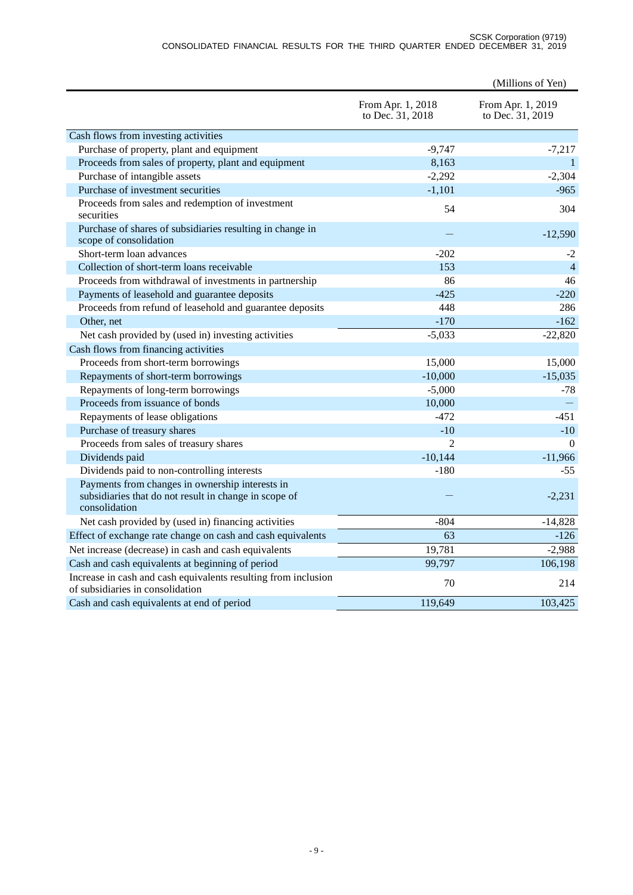(Millions of Yen)

| | From Apr. 1, 2018 to Dec. 31, 2018 | From Apr. 1, 2019 to Dec. 31, 2019 |
|---|---|---|
| Cash flows from investing activities | | |
| Purchase of property, plant and equipment | -9,747 | -7,217 |
| Proceeds from sales of property, plant and equipment | 8,163 | 1 |
| Purchase of intangible assets | -2,292 | -2,304 |
| Purchase of investment securities | -1,101 | -965 |
| Proceeds from sales and redemption of investment securities | 54 | 304 |
| Purchase of shares of subsidiaries resulting in change in scope of consolidation | — | -12,590 |
| Short-term loan advances | -202 | -2 |
| Collection of short-term loans receivable | 153 | 4 |
| Proceeds from withdrawal of investments in partnership | 86 | 46 |
| Payments of leasehold and guarantee deposits | -425 | -220 |
| Proceeds from refund of leasehold and guarantee deposits | 448 | 286 |
| Other, net | -170 | -162 |
| Net cash provided by (used in) investing activities | -5,033 | -22,820 |
| Cash flows from financing activities | | |
| Proceeds from short-term borrowings | 15,000 | 15,000 |
| Repayments of short-term borrowings | -10,000 | -15,035 |
| Repayments of long-term borrowings | -5,000 | -78 |
| Proceeds from issuance of bonds | 10,000 | — |
| Repayments of lease obligations | -472 | -451 |
| Purchase of treasury shares | -10 | -10 |
| Proceeds from sales of treasury shares | 2 | 0 |
| Dividends paid | -10,144 | -11,966 |
| Dividends paid to non-controlling interests | -180 | -55 |
| Payments from changes in ownership interests in subsidiaries that do not result in change in scope of consolidation | — | -2,231 |
| Net cash provided by (used in) financing activities | -804 | -14,828 |
| Effect of exchange rate change on cash and cash equivalents | 63 | -126 |
| Net increase (decrease) in cash and cash equivalents | 19,781 | -2,988 |
| Cash and cash equivalents at beginning of period | 99,797 | 106,198 |
| Increase in cash and cash equivalents resulting from inclusion of subsidiaries in consolidation | 70 | 214 |
| Cash and cash equivalents at end of period | 119,649 | 103,425 |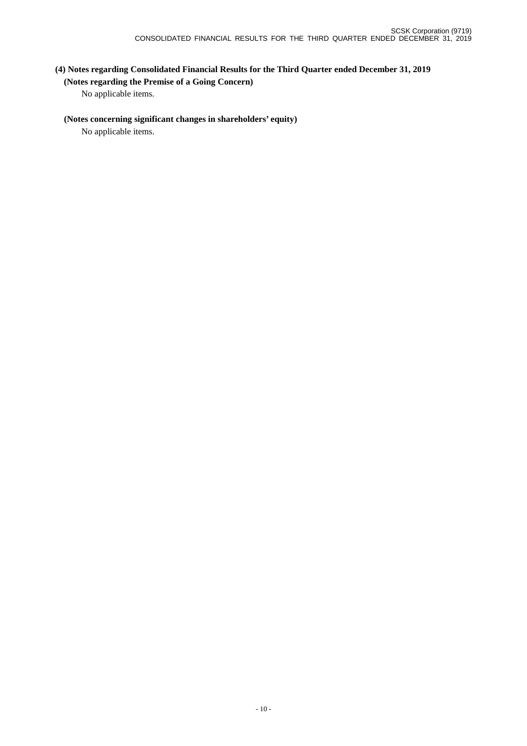### (4) Notes regarding Consolidated Financial Results for the Third Quarter ended December 31, 2019

**(Notes regarding the Premise of a Going Concern)**

No applicable items.

**(Notes concerning significant changes in shareholders' equity)**

No applicable items.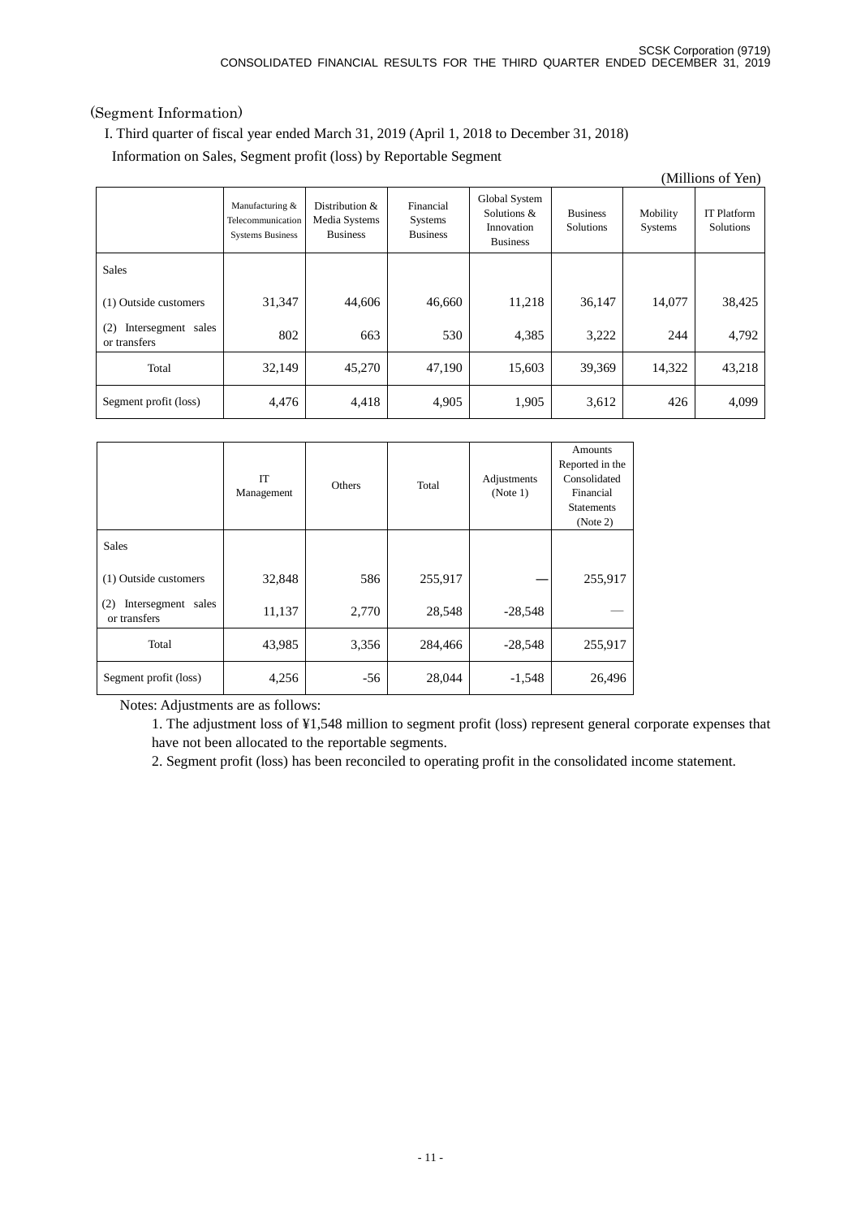(Segment Information)

I. Third quarter of fiscal year ended March 31, 2019 (April 1, 2018 to December 31, 2018)

Information on Sales, Segment profit (loss) by Reportable Segment

(Millions of Yen)

| | Manufacturing & Telecommunication Systems Business | Distribution & Media Systems Business | Financial Systems Business | Global System Solutions & Innovation Business | Business Solutions | Mobility Systems | IT Platform Solutions |
|---|---|---|---|---|---|---|---|
| Sales | | | | | | | |
| (1) Outside customers | 31,347 | 44,606 | 46,660 | 11,218 | 36,147 | 14,077 | 38,425 |
| (2) Intersegment sales or transfers | 802 | 663 | 530 | 4,385 | 3,222 | 244 | 4,792 |
| Total | 32,149 | 45,270 | 47,190 | 15,603 | 39,369 | 14,322 | 43,218 |
| Segment profit (loss) | 4,476 | 4,418 | 4,905 | 1,905 | 3,612 | 426 | 4,099 |

| | IT Management | Others | Total | Adjustments (Note 1) | Amounts Reported in the Consolidated Financial Statements (Note 2) |
|---|---|---|---|---|---|
| Sales | | | | | |
| (1) Outside customers | 32,848 | 586 | 255,917 | — | 255,917 |
| (2) Intersegment sales or transfers | 11,137 | 2,770 | 28,548 | -28,548 | — |
| Total | 43,985 | 3,356 | 284,466 | -28,548 | 255,917 |
| Segment profit (loss) | 4,256 | -56 | 28,044 | -1,548 | 26,496 |

Notes: Adjustments are as follows:

1. The adjustment loss of ¥1,548 million to segment profit (loss) represent general corporate expenses that have not been allocated to the reportable segments.
2. Segment profit (loss) has been reconciled to operating profit in the consolidated income statement.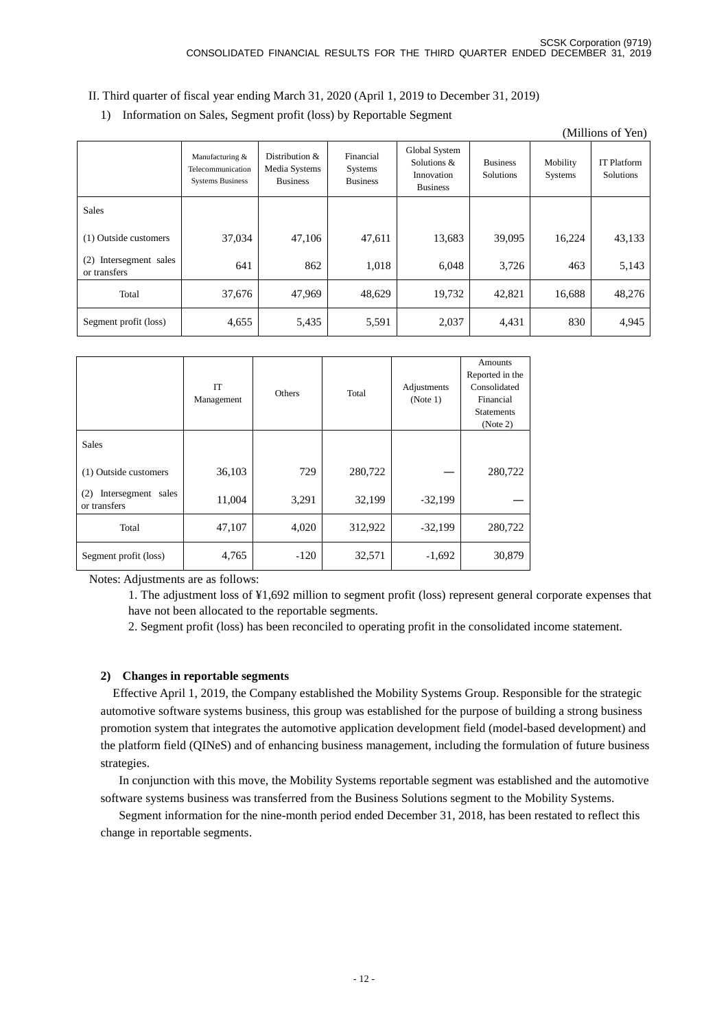II. Third quarter of fiscal year ending March 31, 2020 (April 1, 2019 to December 31, 2019)

1) Information on Sales, Segment profit (loss) by Reportable Segment

(Millions of Yen)

| | Manufacturing & Telecommunication Systems Business | Distribution & Media Systems Business | Financial Systems Business | Global System Solutions & Innovation Business | Business Solutions | Mobility Systems | IT Platform Solutions |
|---|---|---|---|---|---|---|---|
| Sales | | | | | | | |
| (1) Outside customers | 37,034 | 47,106 | 47,611 | 13,683 | 39,095 | 16,224 | 43,133 |
| (2) Intersegment sales or transfers | 641 | 862 | 1,018 | 6,048 | 3,726 | 463 | 5,143 |
| Total | 37,676 | 47,969 | 48,629 | 19,732 | 42,821 | 16,688 | 48,276 |
| Segment profit (loss) | 4,655 | 5,435 | 5,591 | 2,037 | 4,431 | 830 | 4,945 |

| | IT Management | Others | Total | Adjustments (Note 1) | Amounts Reported in the Consolidated Financial Statements (Note 2) |
|---|---|---|---|---|---|
| Sales | | | | | |
| (1) Outside customers | 36,103 | 729 | 280,722 | — | 280,722 |
| (2) Intersegment sales or transfers | 11,004 | 3,291 | 32,199 | -32,199 | — |
| Total | 47,107 | 4,020 | 312,922 | -32,199 | 280,722 |
| Segment profit (loss) | 4,765 | -120 | 32,571 | -1,692 | 30,879 |

Notes: Adjustments are as follows:

1. The adjustment loss of ¥1,692 million to segment profit (loss) represent general corporate expenses that have not been allocated to the reportable segments.
2. Segment profit (loss) has been reconciled to operating profit in the consolidated income statement.

**2) Changes in reportable segments**

Effective April 1, 2019, the Company established the Mobility Systems Group. Responsible for the strategic automotive software systems business, this group was established for the purpose of building a strong business promotion system that integrates the automotive application development field (model-based development) and the platform field (QINeS) and of enhancing business management, including the formulation of future business strategies.

In conjunction with this move, the Mobility Systems reportable segment was established and the automotive software systems business was transferred from the Business Solutions segment to the Mobility Systems.

Segment information for the nine-month period ended December 31, 2018, has been restated to reflect this change in reportable segments.